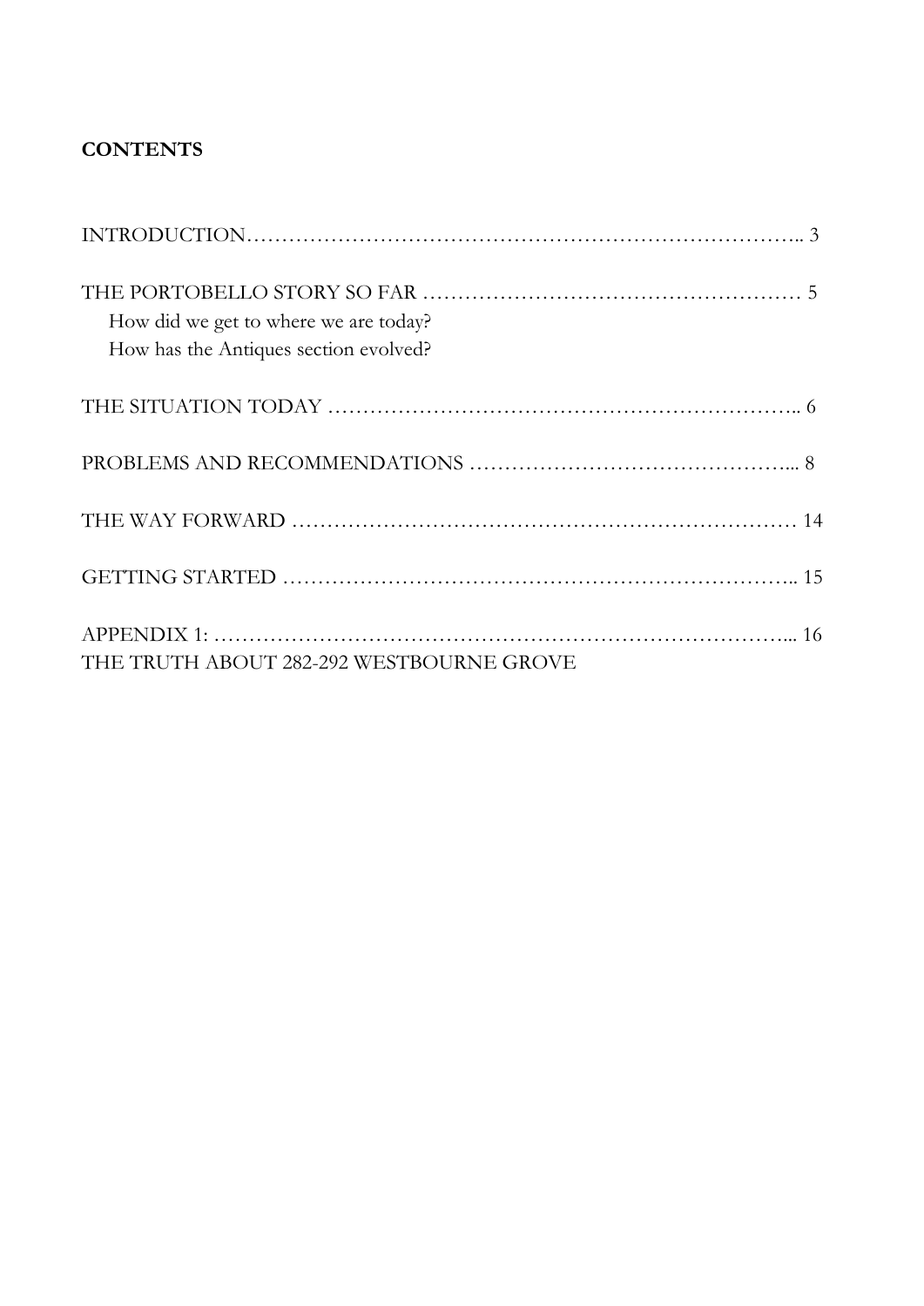**CONTENTS**

INTRODUCTION………………………………………………………………….. 3

THE PORTOBELLO STORY SO FAR ……………………………………………… 5
  How did we get to where we are today?
  How has the Antiques section evolved?

THE SITUATION TODAY ………………………………………………………….. 6

PROBLEMS AND RECOMMENDATIONS ……………………………………... 8

THE WAY FORWARD ……………………………………………………………… 14

GETTING STARTED ……………………………………………………………….. 15

APPENDIX 1: ……………………………………………………………………... 16
THE TRUTH ABOUT 282-292 WESTBOURNE GROVE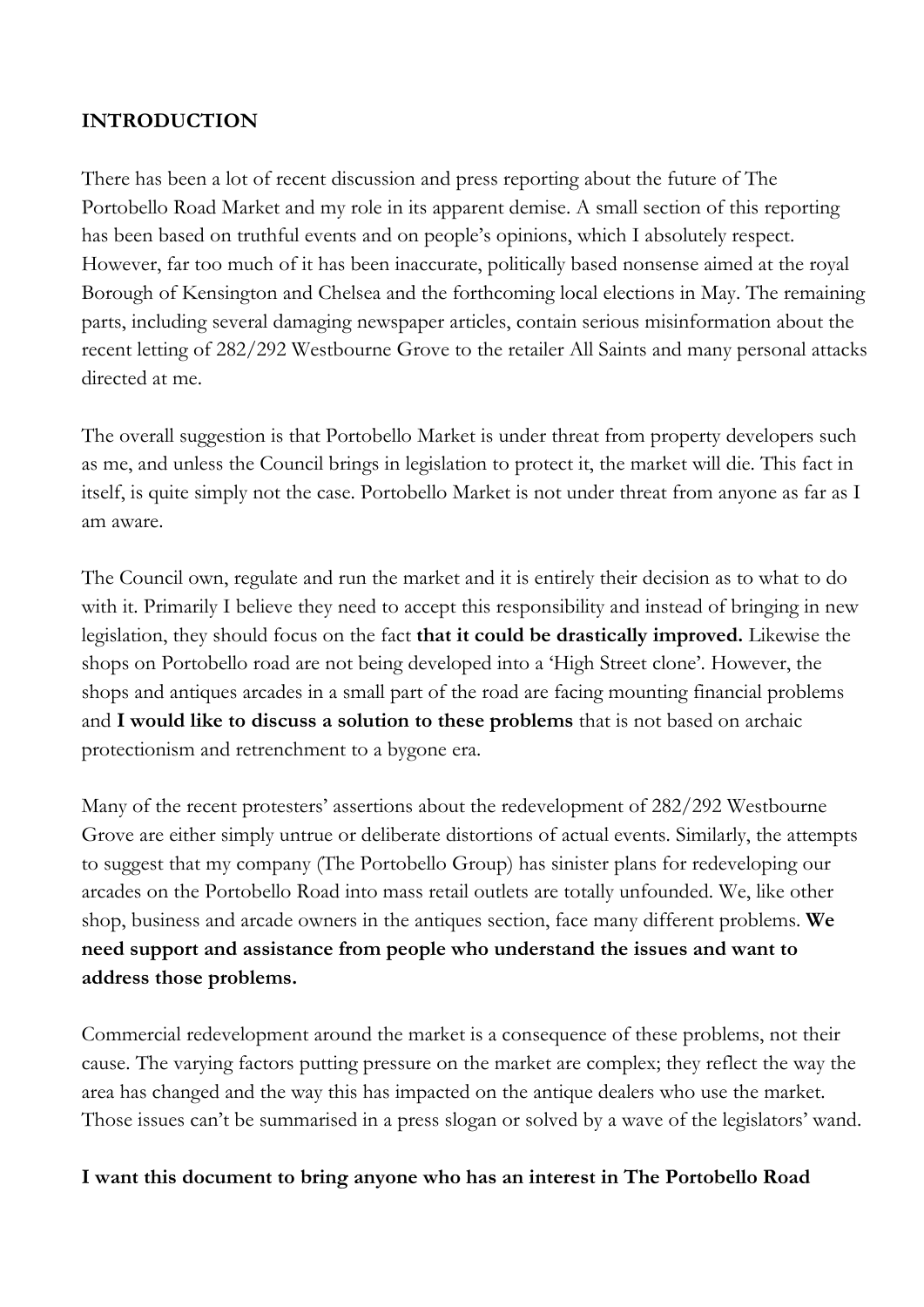## INTRODUCTION

There has been a lot of recent discussion and press reporting about the future of The Portobello Road Market and my role in its apparent demise. A small section of this reporting has been based on truthful events and on people's opinions, which I absolutely respect. However, far too much of it has been inaccurate, politically based nonsense aimed at the royal Borough of Kensington and Chelsea and the forthcoming local elections in May. The remaining parts, including several damaging newspaper articles, contain serious misinformation about the recent letting of 282/292 Westbourne Grove to the retailer All Saints and many personal attacks directed at me.

The overall suggestion is that Portobello Market is under threat from property developers such as me, and unless the Council brings in legislation to protect it, the market will die. This fact in itself, is quite simply not the case. Portobello Market is not under threat from anyone as far as I am aware.

The Council own, regulate and run the market and it is entirely their decision as to what to do with it. Primarily I believe they need to accept this responsibility and instead of bringing in new legislation, they should focus on the fact **that it could be drastically improved.** Likewise the shops on Portobello road are not being developed into a 'High Street clone'. However, the shops and antiques arcades in a small part of the road are facing mounting financial problems and **I would like to discuss a solution to these problems** that is not based on archaic protectionism and retrenchment to a bygone era.

Many of the recent protesters' assertions about the redevelopment of 282/292 Westbourne Grove are either simply untrue or deliberate distortions of actual events. Similarly, the attempts to suggest that my company (The Portobello Group) has sinister plans for redeveloping our arcades on the Portobello Road into mass retail outlets are totally unfounded. We, like other shop, business and arcade owners in the antiques section, face many different problems. **We need support and assistance from people who understand the issues and want to address those problems.**

Commercial redevelopment around the market is a consequence of these problems, not their cause. The varying factors putting pressure on the market are complex; they reflect the way the area has changed and the way this has impacted on the antique dealers who use the market. Those issues can't be summarised in a press slogan or solved by a wave of the legislators' wand.

**I want this document to bring anyone who has an interest in The Portobello Road**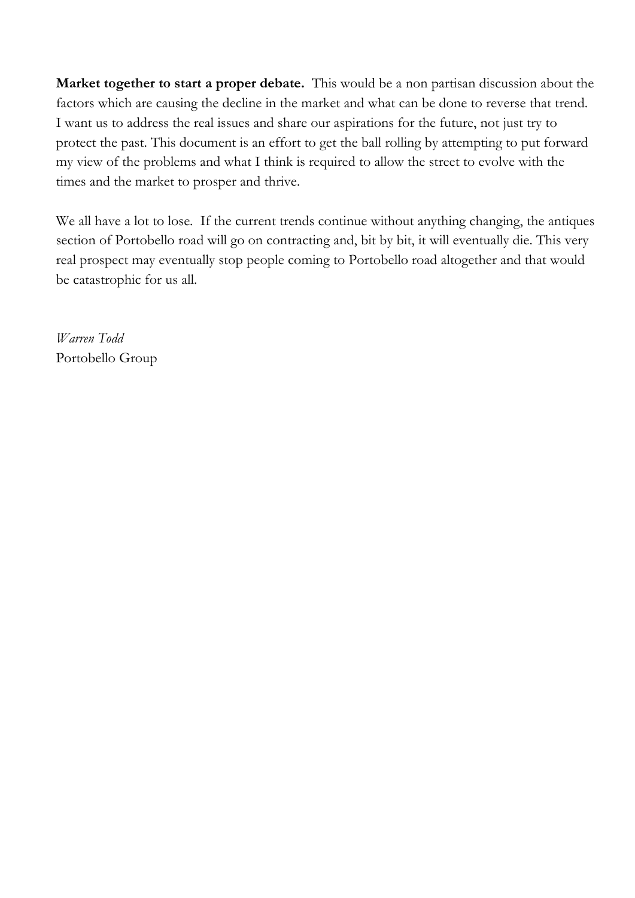**Market together to start a proper debate.** This would be a non partisan discussion about the factors which are causing the decline in the market and what can be done to reverse that trend. I want us to address the real issues and share our aspirations for the future, not just try to protect the past. This document is an effort to get the ball rolling by attempting to put forward my view of the problems and what I think is required to allow the street to evolve with the times and the market to prosper and thrive.

We all have a lot to lose. If the current trends continue without anything changing, the antiques section of Portobello road will go on contracting and, bit by bit, it will eventually die. This very real prospect may eventually stop people coming to Portobello road altogether and that would be catastrophic for us all.

*Warren Todd*
Portobello Group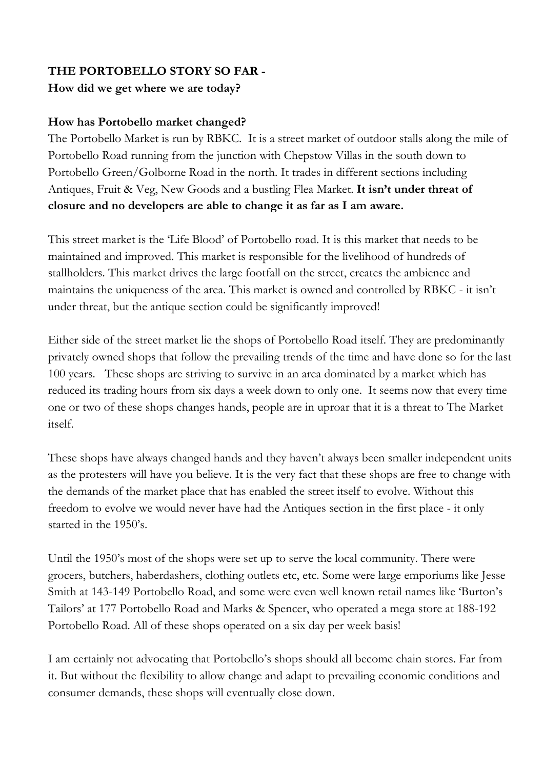**THE PORTOBELLO STORY SO FAR -**
**How did we get where we are today?**

**How has Portobello market changed?**

The Portobello Market is run by RBKC. It is a street market of outdoor stalls along the mile of Portobello Road running from the junction with Chepstow Villas in the south down to Portobello Green/Golborne Road in the north. It trades in different sections including Antiques, Fruit & Veg, New Goods and a bustling Flea Market. **It isn't under threat of closure and no developers are able to change it as far as I am aware.**

This street market is the 'Life Blood' of Portobello road. It is this market that needs to be maintained and improved. This market is responsible for the livelihood of hundreds of stallholders. This market drives the large footfall on the street, creates the ambience and maintains the uniqueness of the area. This market is owned and controlled by RBKC - it isn't under threat, but the antique section could be significantly improved!

Either side of the street market lie the shops of Portobello Road itself. They are predominantly privately owned shops that follow the prevailing trends of the time and have done so for the last 100 years. These shops are striving to survive in an area dominated by a market which has reduced its trading hours from six days a week down to only one. It seems now that every time one or two of these shops changes hands, people are in uproar that it is a threat to The Market itself.

These shops have always changed hands and they haven't always been smaller independent units as the protesters will have you believe. It is the very fact that these shops are free to change with the demands of the market place that has enabled the street itself to evolve. Without this freedom to evolve we would never have had the Antiques section in the first place - it only started in the 1950's.

Until the 1950's most of the shops were set up to serve the local community. There were grocers, butchers, haberdashers, clothing outlets etc, etc. Some were large emporiums like Jesse Smith at 143-149 Portobello Road, and some were even well known retail names like 'Burton's Tailors' at 177 Portobello Road and Marks & Spencer, who operated a mega store at 188-192 Portobello Road. All of these shops operated on a six day per week basis!

I am certainly not advocating that Portobello's shops should all become chain stores. Far from it. But without the flexibility to allow change and adapt to prevailing economic conditions and consumer demands, these shops will eventually close down.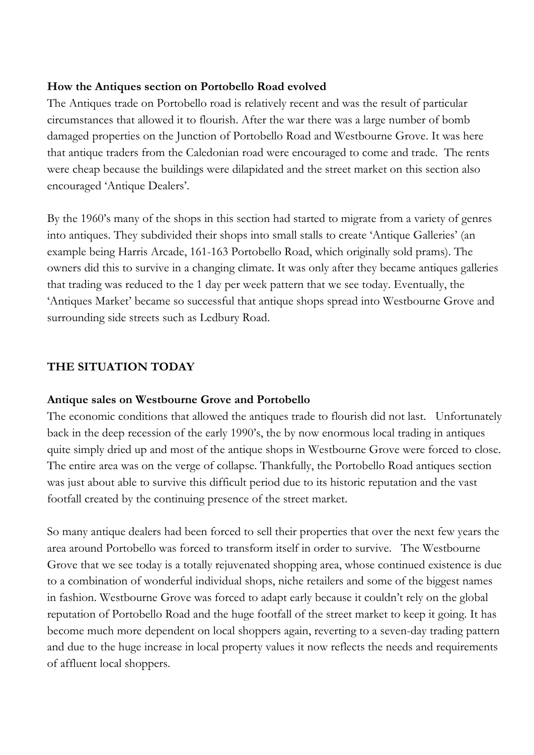**How the Antiques section on Portobello Road evolved**

The Antiques trade on Portobello road is relatively recent and was the result of particular circumstances that allowed it to flourish. After the war there was a large number of bomb damaged properties on the Junction of Portobello Road and Westbourne Grove. It was here that antique traders from the Caledonian road were encouraged to come and trade. The rents were cheap because the buildings were dilapidated and the street market on this section also encouraged 'Antique Dealers'.

By the 1960's many of the shops in this section had started to migrate from a variety of genres into antiques. They subdivided their shops into small stalls to create 'Antique Galleries' (an example being Harris Arcade, 161-163 Portobello Road, which originally sold prams). The owners did this to survive in a changing climate. It was only after they became antiques galleries that trading was reduced to the 1 day per week pattern that we see today. Eventually, the 'Antiques Market' became so successful that antique shops spread into Westbourne Grove and surrounding side streets such as Ledbury Road.

## THE SITUATION TODAY

**Antique sales on Westbourne Grove and Portobello**

The economic conditions that allowed the antiques trade to flourish did not last. Unfortunately back in the deep recession of the early 1990's, the by now enormous local trading in antiques quite simply dried up and most of the antique shops in Westbourne Grove were forced to close. The entire area was on the verge of collapse. Thankfully, the Portobello Road antiques section was just about able to survive this difficult period due to its historic reputation and the vast footfall created by the continuing presence of the street market.

So many antique dealers had been forced to sell their properties that over the next few years the area around Portobello was forced to transform itself in order to survive. The Westbourne Grove that we see today is a totally rejuvenated shopping area, whose continued existence is due to a combination of wonderful individual shops, niche retailers and some of the biggest names in fashion. Westbourne Grove was forced to adapt early because it couldn't rely on the global reputation of Portobello Road and the huge footfall of the street market to keep it going. It has become much more dependent on local shoppers again, reverting to a seven-day trading pattern and due to the huge increase in local property values it now reflects the needs and requirements of affluent local shoppers.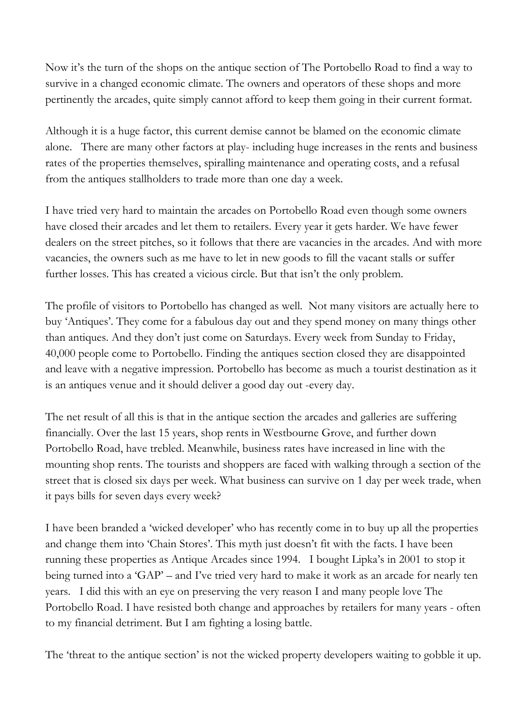Now it's the turn of the shops on the antique section of The Portobello Road to find a way to survive in a changed economic climate. The owners and operators of these shops and more pertinently the arcades, quite simply cannot afford to keep them going in their current format.

Although it is a huge factor, this current demise cannot be blamed on the economic climate alone. There are many other factors at play- including huge increases in the rents and business rates of the properties themselves, spiralling maintenance and operating costs, and a refusal from the antiques stallholders to trade more than one day a week.

I have tried very hard to maintain the arcades on Portobello Road even though some owners have closed their arcades and let them to retailers. Every year it gets harder. We have fewer dealers on the street pitches, so it follows that there are vacancies in the arcades. And with more vacancies, the owners such as me have to let in new goods to fill the vacant stalls or suffer further losses. This has created a vicious circle. But that isn't the only problem.

The profile of visitors to Portobello has changed as well. Not many visitors are actually here to buy 'Antiques'. They come for a fabulous day out and they spend money on many things other than antiques. And they don't just come on Saturdays. Every week from Sunday to Friday, 40,000 people come to Portobello. Finding the antiques section closed they are disappointed and leave with a negative impression. Portobello has become as much a tourist destination as it is an antiques venue and it should deliver a good day out -every day.

The net result of all this is that in the antique section the arcades and galleries are suffering financially. Over the last 15 years, shop rents in Westbourne Grove, and further down Portobello Road, have trebled. Meanwhile, business rates have increased in line with the mounting shop rents. The tourists and shoppers are faced with walking through a section of the street that is closed six days per week. What business can survive on 1 day per week trade, when it pays bills for seven days every week?

I have been branded a 'wicked developer' who has recently come in to buy up all the properties and change them into 'Chain Stores'. This myth just doesn't fit with the facts. I have been running these properties as Antique Arcades since 1994. I bought Lipka's in 2001 to stop it being turned into a 'GAP' – and I've tried very hard to make it work as an arcade for nearly ten years. I did this with an eye on preserving the very reason I and many people love The Portobello Road. I have resisted both change and approaches by retailers for many years - often to my financial detriment. But I am fighting a losing battle.

The 'threat to the antique section' is not the wicked property developers waiting to gobble it up.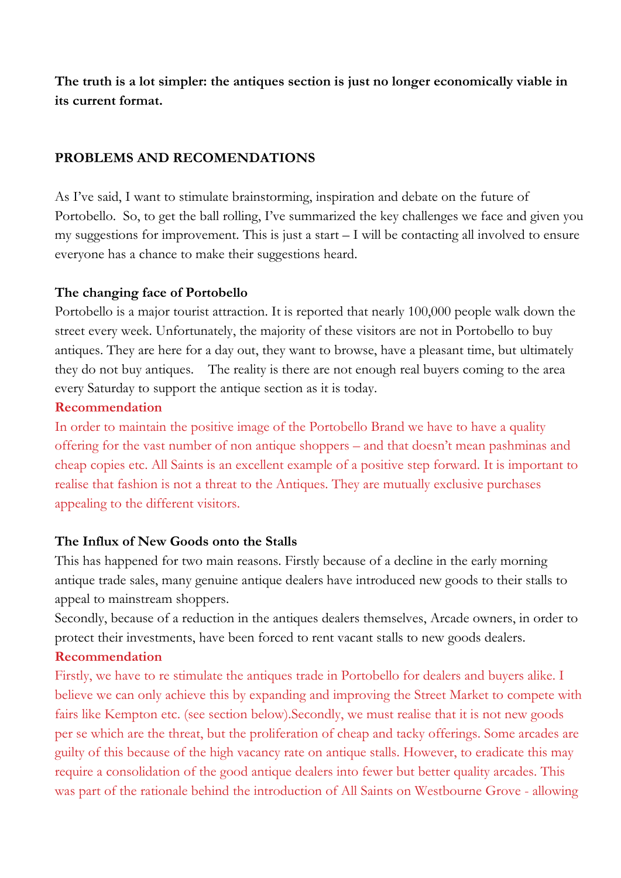**The truth is a lot simpler: the antiques section is just no longer economically viable in its current format.**

**PROBLEMS AND RECOMENDATIONS**

As I've said, I want to stimulate brainstorming, inspiration and debate on the future of Portobello. So, to get the ball rolling, I've summarized the key challenges we face and given you my suggestions for improvement. This is just a start – I will be contacting all involved to ensure everyone has a chance to make their suggestions heard.

**The changing face of Portobello**

Portobello is a major tourist attraction. It is reported that nearly 100,000 people walk down the street every week. Unfortunately, the majority of these visitors are not in Portobello to buy antiques. They are here for a day out, they want to browse, have a pleasant time, but ultimately they do not buy antiques. The reality is there are not enough real buyers coming to the area every Saturday to support the antique section as it is today.

**Recommendation**

In order to maintain the positive image of the Portobello Brand we have to have a quality offering for the vast number of non antique shoppers – and that doesn't mean pashminas and cheap copies etc. All Saints is an excellent example of a positive step forward. It is important to realise that fashion is not a threat to the Antiques. They are mutually exclusive purchases appealing to the different visitors.

**The Influx of New Goods onto the Stalls**

This has happened for two main reasons. Firstly because of a decline in the early morning antique trade sales, many genuine antique dealers have introduced new goods to their stalls to appeal to mainstream shoppers.

Secondly, because of a reduction in the antiques dealers themselves, Arcade owners, in order to protect their investments, have been forced to rent vacant stalls to new goods dealers.

**Recommendation**

Firstly, we have to re stimulate the antiques trade in Portobello for dealers and buyers alike. I believe we can only achieve this by expanding and improving the Street Market to compete with fairs like Kempton etc. (see section below).Secondly, we must realise that it is not new goods per se which are the threat, but the proliferation of cheap and tacky offerings. Some arcades are guilty of this because of the high vacancy rate on antique stalls. However, to eradicate this may require a consolidation of the good antique dealers into fewer but better quality arcades. This was part of the rationale behind the introduction of All Saints on Westbourne Grove - allowing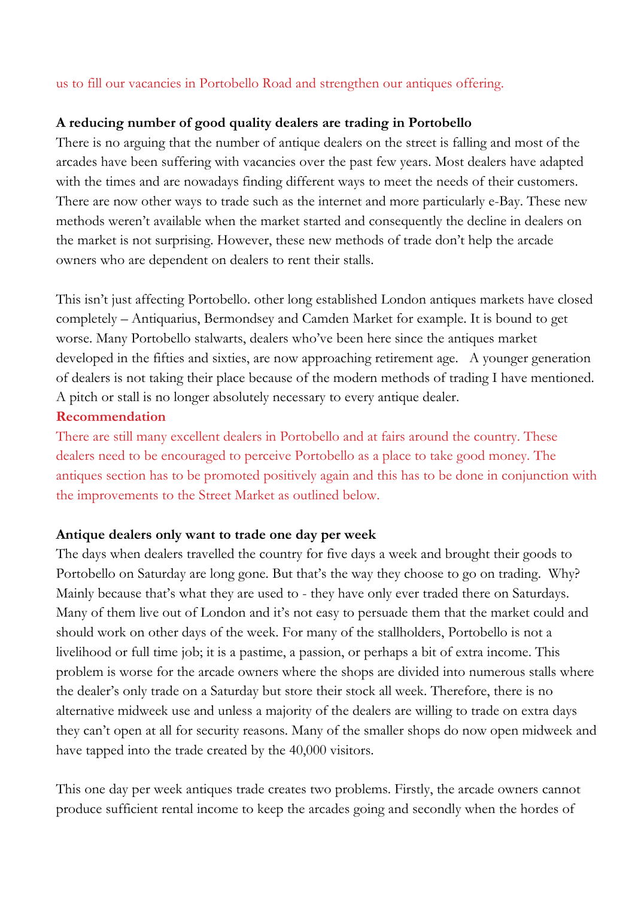us to fill our vacancies in Portobello Road and strengthen our antiques offering.

**A reducing number of good quality dealers are trading in Portobello**

There is no arguing that the number of antique dealers on the street is falling and most of the arcades have been suffering with vacancies over the past few years. Most dealers have adapted with the times and are nowadays finding different ways to meet the needs of their customers. There are now other ways to trade such as the internet and more particularly e-Bay. These new methods weren't available when the market started and consequently the decline in dealers on the market is not surprising. However, these new methods of trade don't help the arcade owners who are dependent on dealers to rent their stalls.

This isn't just affecting Portobello. other long established London antiques markets have closed completely – Antiquarius, Bermondsey and Camden Market for example. It is bound to get worse. Many Portobello stalwarts, dealers who've been here since the antiques market developed in the fifties and sixties, are now approaching retirement age. A younger generation of dealers is not taking their place because of the modern methods of trading I have mentioned. A pitch or stall is no longer absolutely necessary to every antique dealer.

**Recommendation**

There are still many excellent dealers in Portobello and at fairs around the country. These dealers need to be encouraged to perceive Portobello as a place to take good money. The antiques section has to be promoted positively again and this has to be done in conjunction with the improvements to the Street Market as outlined below.

**Antique dealers only want to trade one day per week**

The days when dealers travelled the country for five days a week and brought their goods to Portobello on Saturday are long gone. But that's the way they choose to go on trading. Why? Mainly because that's what they are used to - they have only ever traded there on Saturdays. Many of them live out of London and it's not easy to persuade them that the market could and should work on other days of the week. For many of the stallholders, Portobello is not a livelihood or full time job; it is a pastime, a passion, or perhaps a bit of extra income. This problem is worse for the arcade owners where the shops are divided into numerous stalls where the dealer's only trade on a Saturday but store their stock all week. Therefore, there is no alternative midweek use and unless a majority of the dealers are willing to trade on extra days they can't open at all for security reasons. Many of the smaller shops do now open midweek and have tapped into the trade created by the 40,000 visitors.

This one day per week antiques trade creates two problems. Firstly, the arcade owners cannot produce sufficient rental income to keep the arcades going and secondly when the hordes of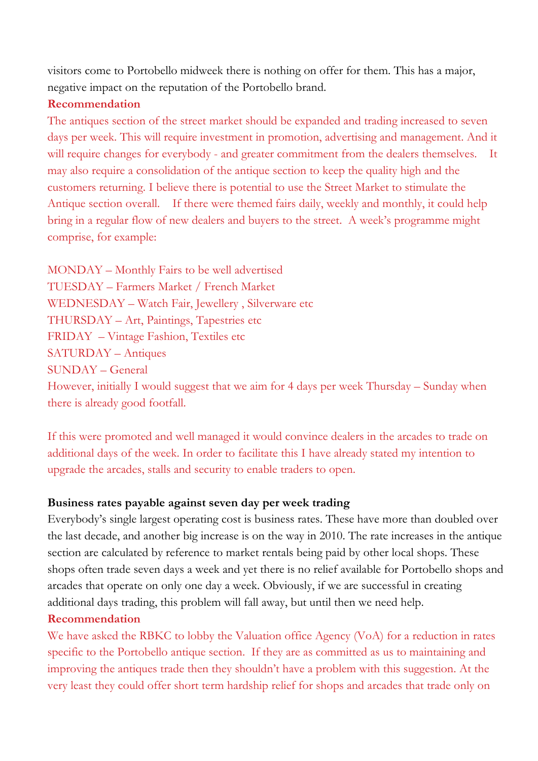visitors come to Portobello midweek there is nothing on offer for them. This has a major, negative impact on the reputation of the Portobello brand.

**Recommendation**

The antiques section of the street market should be expanded and trading increased to seven days per week. This will require investment in promotion, advertising and management. And it will require changes for everybody - and greater commitment from the dealers themselves. It may also require a consolidation of the antique section to keep the quality high and the customers returning. I believe there is potential to use the Street Market to stimulate the Antique section overall. If there were themed fairs daily, weekly and monthly, it could help bring in a regular flow of new dealers and buyers to the street. A week's programme might comprise, for example:

MONDAY – Monthly Fairs to be well advertised
TUESDAY – Farmers Market / French Market
WEDNESDAY – Watch Fair, Jewellery , Silverware etc
THURSDAY – Art, Paintings, Tapestries etc
FRIDAY – Vintage Fashion, Textiles etc
SATURDAY – Antiques
SUNDAY – General

However, initially I would suggest that we aim for 4 days per week Thursday – Sunday when there is already good footfall.

If this were promoted and well managed it would convince dealers in the arcades to trade on additional days of the week. In order to facilitate this I have already stated my intention to upgrade the arcades, stalls and security to enable traders to open.

**Business rates payable against seven day per week trading**

Everybody's single largest operating cost is business rates. These have more than doubled over the last decade, and another big increase is on the way in 2010. The rate increases in the antique section are calculated by reference to market rentals being paid by other local shops. These shops often trade seven days a week and yet there is no relief available for Portobello shops and arcades that operate on only one day a week. Obviously, if we are successful in creating additional days trading, this problem will fall away, but until then we need help.

**Recommendation**

We have asked the RBKC to lobby the Valuation office Agency (VoA) for a reduction in rates specific to the Portobello antique section. If they are as committed as us to maintaining and improving the antiques trade then they shouldn't have a problem with this suggestion. At the very least they could offer short term hardship relief for shops and arcades that trade only on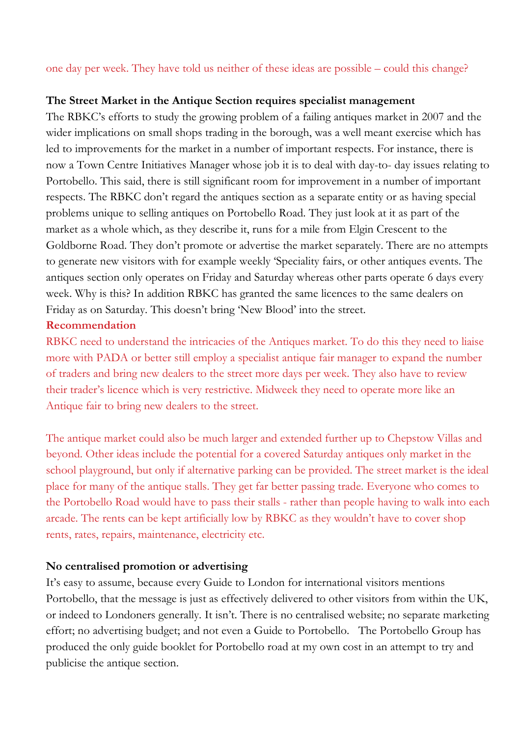one day per week. They have told us neither of these ideas are possible – could this change?

**The Street Market in the Antique Section requires specialist management**

The RBKC's efforts to study the growing problem of a failing antiques market in 2007 and the wider implications on small shops trading in the borough, was a well meant exercise which has led to improvements for the market in a number of important respects. For instance, there is now a Town Centre Initiatives Manager whose job it is to deal with day-to- day issues relating to Portobello. This said, there is still significant room for improvement in a number of important respects. The RBKC don't regard the antiques section as a separate entity or as having special problems unique to selling antiques on Portobello Road. They just look at it as part of the market as a whole which, as they describe it, runs for a mile from Elgin Crescent to the Goldborne Road. They don't promote or advertise the market separately. There are no attempts to generate new visitors with for example weekly 'Speciality fairs, or other antiques events. The antiques section only operates on Friday and Saturday whereas other parts operate 6 days every week. Why is this? In addition RBKC has granted the same licences to the same dealers on Friday as on Saturday. This doesn't bring 'New Blood' into the street.

**Recommendation**

RBKC need to understand the intricacies of the Antiques market. To do this they need to liaise more with PADA or better still employ a specialist antique fair manager to expand the number of traders and bring new dealers to the street more days per week. They also have to review their trader's licence which is very restrictive. Midweek they need to operate more like an Antique fair to bring new dealers to the street.

The antique market could also be much larger and extended further up to Chepstow Villas and beyond. Other ideas include the potential for a covered Saturday antiques only market in the school playground, but only if alternative parking can be provided. The street market is the ideal place for many of the antique stalls. They get far better passing trade. Everyone who comes to the Portobello Road would have to pass their stalls - rather than people having to walk into each arcade. The rents can be kept artificially low by RBKC as they wouldn't have to cover shop rents, rates, repairs, maintenance, electricity etc.

**No centralised promotion or advertising**

It's easy to assume, because every Guide to London for international visitors mentions Portobello, that the message is just as effectively delivered to other visitors from within the UK, or indeed to Londoners generally. It isn't. There is no centralised website; no separate marketing effort; no advertising budget; and not even a Guide to Portobello. The Portobello Group has produced the only guide booklet for Portobello road at my own cost in an attempt to try and publicise the antique section.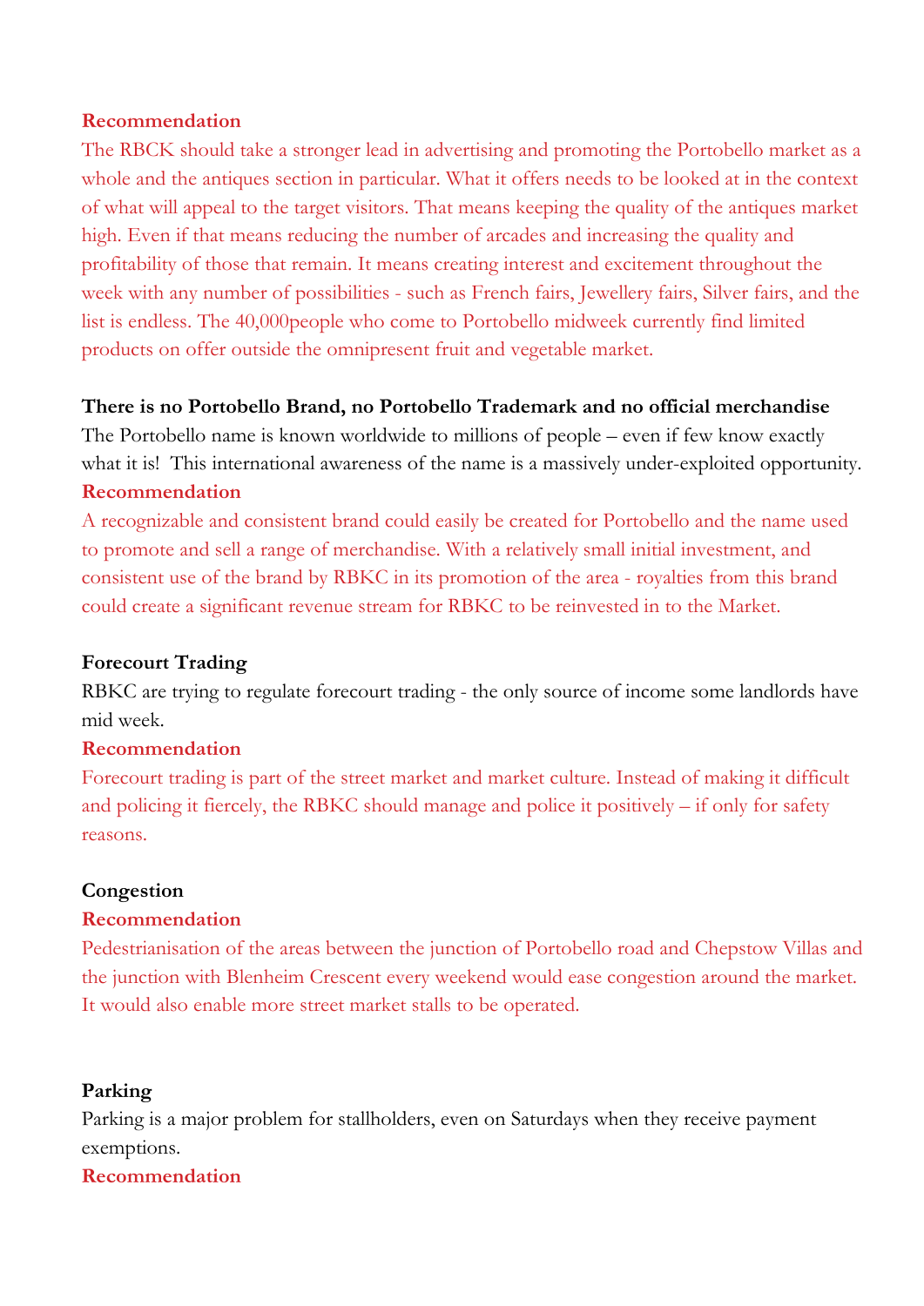**Recommendation**

The RBCK should take a stronger lead in advertising and promoting the Portobello market as a whole and the antiques section in particular. What it offers needs to be looked at in the context of what will appeal to the target visitors. That means keeping the quality of the antiques market high. Even if that means reducing the number of arcades and increasing the quality and profitability of those that remain. It means creating interest and excitement throughout the week with any number of possibilities - such as French fairs, Jewellery fairs, Silver fairs, and the list is endless. The 40,000people who come to Portobello midweek currently find limited products on offer outside the omnipresent fruit and vegetable market.

**There is no Portobello Brand, no Portobello Trademark and no official merchandise**

The Portobello name is known worldwide to millions of people – even if few know exactly what it is!  This international awareness of the name is a massively under-exploited opportunity.

**Recommendation**

A recognizable and consistent brand could easily be created for Portobello and the name used to promote and sell a range of merchandise. With a relatively small initial investment, and consistent use of the brand by RBKC in its promotion of the area - royalties from this brand could create a significant revenue stream for RBKC to be reinvested in to the Market.

**Forecourt Trading**

RBKC are trying to regulate forecourt trading - the only source of income some landlords have mid week.

**Recommendation**

Forecourt trading is part of the street market and market culture. Instead of making it difficult and policing it fiercely, the RBKC should manage and police it positively – if only for safety reasons.

**Congestion**

**Recommendation**

Pedestrianisation of the areas between the junction of Portobello road and Chepstow Villas and the junction with Blenheim Crescent every weekend would ease congestion around the market. It would also enable more street market stalls to be operated.

**Parking**

Parking is a major problem for stallholders, even on Saturdays when they receive payment exemptions.

**Recommendation**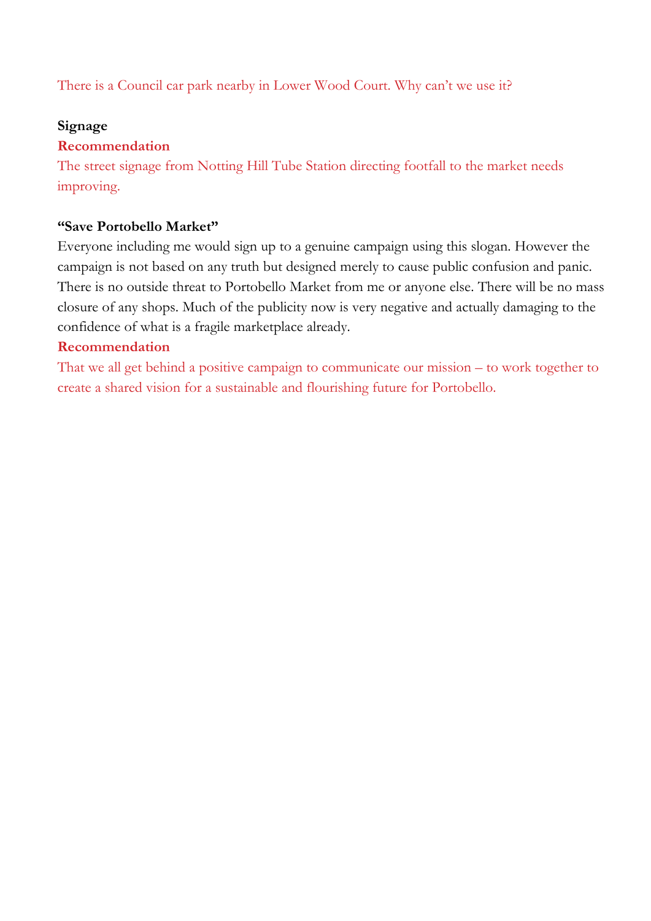There is a Council car park nearby in Lower Wood Court. Why can't we use it?

**Signage**

**Recommendation**

The street signage from Notting Hill Tube Station directing footfall to the market needs improving.

**"Save Portobello Market"**

Everyone including me would sign up to a genuine campaign using this slogan. However the campaign is not based on any truth but designed merely to cause public confusion and panic. There is no outside threat to Portobello Market from me or anyone else. There will be no mass closure of any shops. Much of the publicity now is very negative and actually damaging to the confidence of what is a fragile marketplace already.

**Recommendation**

That we all get behind a positive campaign to communicate our mission – to work together to create a shared vision for a sustainable and flourishing future for Portobello.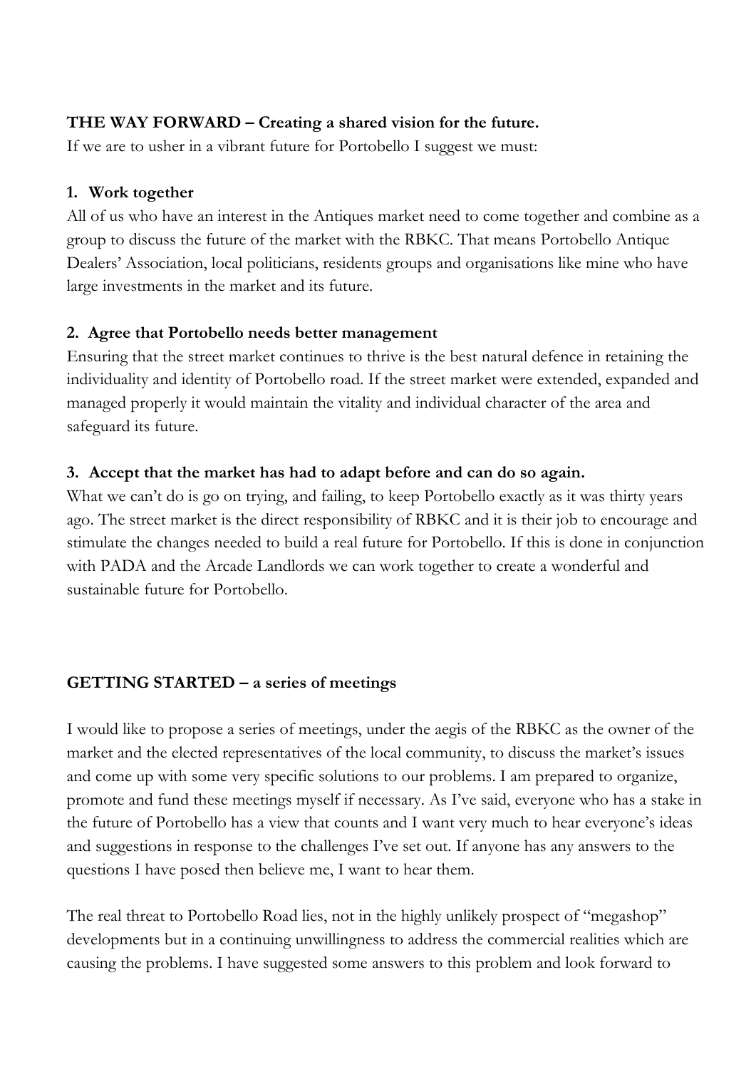**THE WAY FORWARD – Creating a shared vision for the future.**

If we are to usher in a vibrant future for Portobello I suggest we must:

**1. Work together**

All of us who have an interest in the Antiques market need to come together and combine as a group to discuss the future of the market with the RBKC. That means Portobello Antique Dealers' Association, local politicians, residents groups and organisations like mine who have large investments in the market and its future.

**2. Agree that Portobello needs better management**

Ensuring that the street market continues to thrive is the best natural defence in retaining the individuality and identity of Portobello road. If the street market were extended, expanded and managed properly it would maintain the vitality and individual character of the area and safeguard its future.

**3. Accept that the market has had to adapt before and can do so again.**

What we can't do is go on trying, and failing, to keep Portobello exactly as it was thirty years ago. The street market is the direct responsibility of RBKC and it is their job to encourage and stimulate the changes needed to build a real future for Portobello. If this is done in conjunction with PADA and the Arcade Landlords we can work together to create a wonderful and sustainable future for Portobello.

**GETTING STARTED – a series of meetings**

I would like to propose a series of meetings, under the aegis of the RBKC as the owner of the market and the elected representatives of the local community, to discuss the market's issues and come up with some very specific solutions to our problems. I am prepared to organize, promote and fund these meetings myself if necessary. As I've said, everyone who has a stake in the future of Portobello has a view that counts and I want very much to hear everyone's ideas and suggestions in response to the challenges I've set out. If anyone has any answers to the questions I have posed then believe me, I want to hear them.

The real threat to Portobello Road lies, not in the highly unlikely prospect of "megashop" developments but in a continuing unwillingness to address the commercial realities which are causing the problems. I have suggested some answers to this problem and look forward to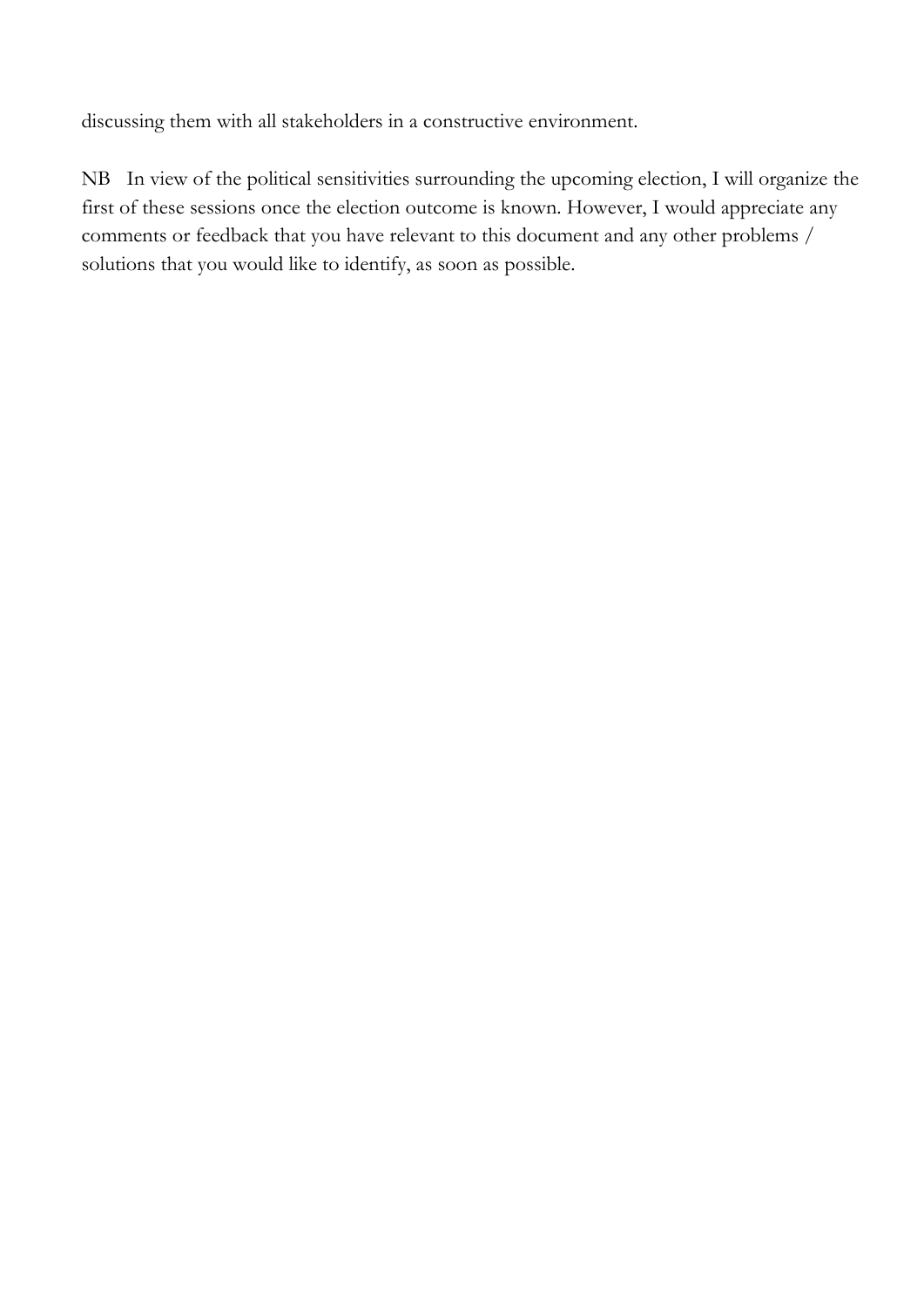discussing them with all stakeholders in a constructive environment.

NB In view of the political sensitivities surrounding the upcoming election, I will organize the first of these sessions once the election outcome is known. However, I would appreciate any comments or feedback that you have relevant to this document and any other problems / solutions that you would like to identify, as soon as possible.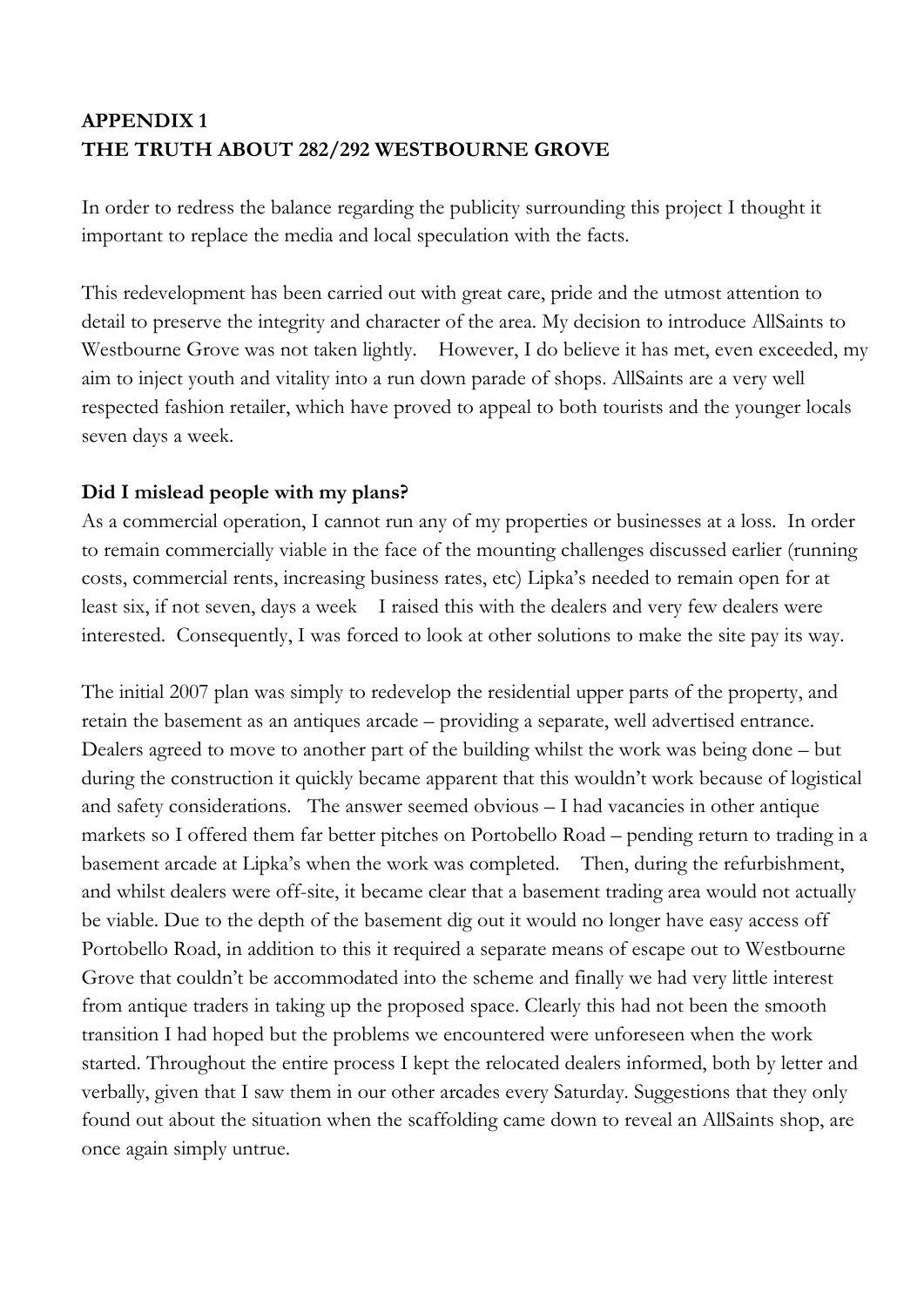**APPENDIX 1**
**THE TRUTH ABOUT 282/292 WESTBOURNE GROVE**

In order to redress the balance regarding the publicity surrounding this project I thought it important to replace the media and local speculation with the facts.

This redevelopment has been carried out with great care, pride and the utmost attention to detail to preserve the integrity and character of the area. My decision to introduce AllSaints to Westbourne Grove was not taken lightly. However, I do believe it has met, even exceeded, my aim to inject youth and vitality into a run down parade of shops. AllSaints are a very well respected fashion retailer, which have proved to appeal to both tourists and the younger locals seven days a week.

**Did I mislead people with my plans?**

As a commercial operation, I cannot run any of my properties or businesses at a loss. In order to remain commercially viable in the face of the mounting challenges discussed earlier (running costs, commercial rents, increasing business rates, etc) Lipka's needed to remain open for at least six, if not seven, days a week I raised this with the dealers and very few dealers were interested. Consequently, I was forced to look at other solutions to make the site pay its way.

The initial 2007 plan was simply to redevelop the residential upper parts of the property, and retain the basement as an antiques arcade – providing a separate, well advertised entrance. Dealers agreed to move to another part of the building whilst the work was being done – but during the construction it quickly became apparent that this wouldn't work because of logistical and safety considerations. The answer seemed obvious – I had vacancies in other antique markets so I offered them far better pitches on Portobello Road – pending return to trading in a basement arcade at Lipka's when the work was completed. Then, during the refurbishment, and whilst dealers were off-site, it became clear that a basement trading area would not actually be viable. Due to the depth of the basement dig out it would no longer have easy access off Portobello Road, in addition to this it required a separate means of escape out to Westbourne Grove that couldn't be accommodated into the scheme and finally we had very little interest from antique traders in taking up the proposed space. Clearly this had not been the smooth transition I had hoped but the problems we encountered were unforeseen when the work started. Throughout the entire process I kept the relocated dealers informed, both by letter and verbally, given that I saw them in our other arcades every Saturday. Suggestions that they only found out about the situation when the scaffolding came down to reveal an AllSaints shop, are once again simply untrue.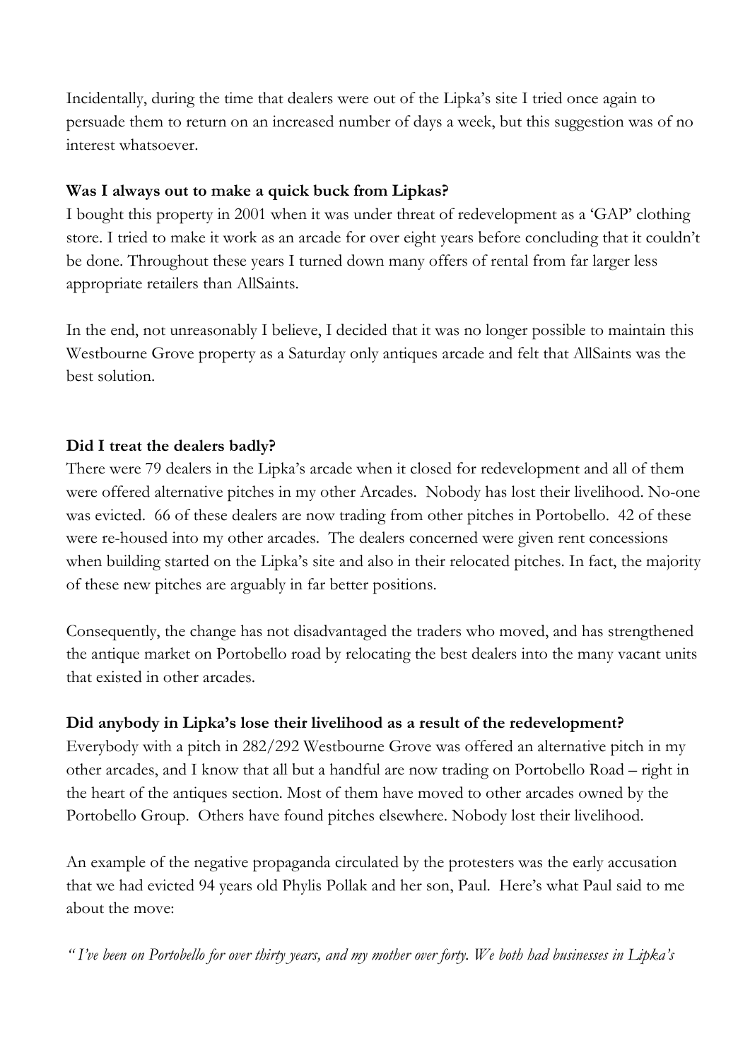Incidentally, during the time that dealers were out of the Lipka's site I tried once again to persuade them to return on an increased number of days a week, but this suggestion was of no interest whatsoever.

**Was I always out to make a quick buck from Lipkas?**

I bought this property in 2001 when it was under threat of redevelopment as a 'GAP' clothing store. I tried to make it work as an arcade for over eight years before concluding that it couldn't be done. Throughout these years I turned down many offers of rental from far larger less appropriate retailers than AllSaints.

In the end, not unreasonably I believe, I decided that it was no longer possible to maintain this Westbourne Grove property as a Saturday only antiques arcade and felt that AllSaints was the best solution.

**Did I treat the dealers badly?**

There were 79 dealers in the Lipka's arcade when it closed for redevelopment and all of them were offered alternative pitches in my other Arcades. Nobody has lost their livelihood. No-one was evicted. 66 of these dealers are now trading from other pitches in Portobello. 42 of these were re-housed into my other arcades. The dealers concerned were given rent concessions when building started on the Lipka's site and also in their relocated pitches. In fact, the majority of these new pitches are arguably in far better positions.

Consequently, the change has not disadvantaged the traders who moved, and has strengthened the antique market on Portobello road by relocating the best dealers into the many vacant units that existed in other arcades.

**Did anybody in Lipka's lose their livelihood as a result of the redevelopment?**

Everybody with a pitch in 282/292 Westbourne Grove was offered an alternative pitch in my other arcades, and I know that all but a handful are now trading on Portobello Road – right in the heart of the antiques section. Most of them have moved to other arcades owned by the Portobello Group. Others have found pitches elsewhere. Nobody lost their livelihood.

An example of the negative propaganda circulated by the protesters was the early accusation that we had evicted 94 years old Phylis Pollak and her son, Paul. Here's what Paul said to me about the move:

*"I've been on Portobello for over thirty years, and my mother over forty. We both had businesses in Lipka's*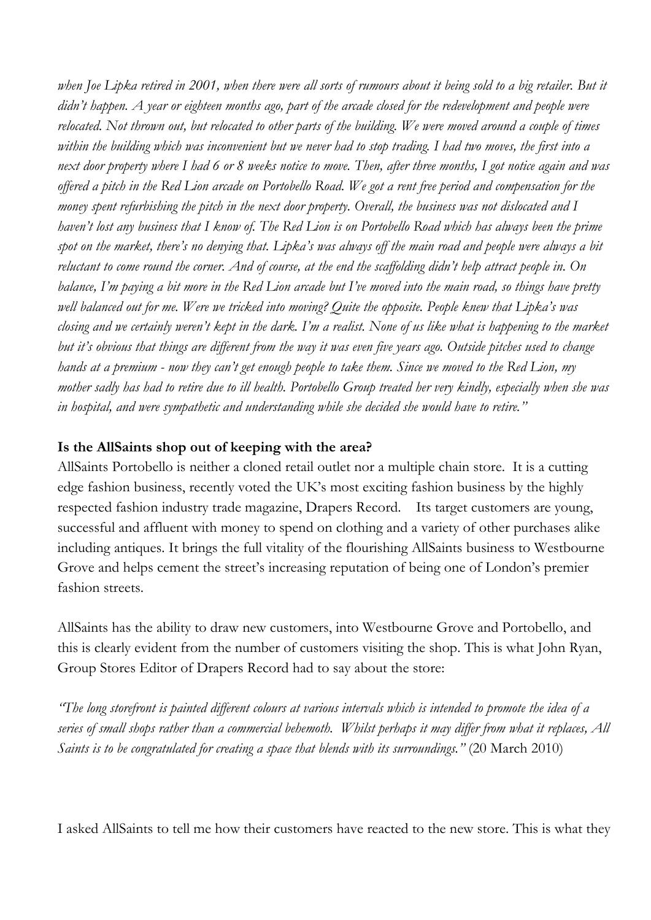*when Joe Lipka retired in 2001, when there were all sorts of rumours about it being sold to a big retailer. But it didn't happen. A year or eighteen months ago, part of the arcade closed for the redevelopment and people were relocated. Not thrown out, but relocated to other parts of the building. We were moved around a couple of times within the building which was inconvenient but we never had to stop trading. I had two moves, the first into a next door property where I had 6 or 8 weeks notice to move. Then, after three months, I got notice again and was offered a pitch in the Red Lion arcade on Portobello Road. We got a rent free period and compensation for the money spent refurbishing the pitch in the next door property. Overall, the business was not dislocated and I haven't lost any business that I know of. The Red Lion is on Portobello Road which has always been the prime spot on the market, there's no denying that. Lipka's was always off the main road and people were always a bit reluctant to come round the corner. And of course, at the end the scaffolding didn't help attract people in. On balance, I'm paying a bit more in the Red Lion arcade but I've moved into the main road, so things have pretty well balanced out for me. Were we tricked into moving? Quite the opposite. People knew that Lipka's was closing and we certainly weren't kept in the dark. I'm a realist. None of us like what is happening to the market but it's obvious that things are different from the way it was even five years ago. Outside pitches used to change hands at a premium - now they can't get enough people to take them. Since we moved to the Red Lion, my mother sadly has had to retire due to ill health. Portobello Group treated her very kindly, especially when she was in hospital, and were sympathetic and understanding while she decided she would have to retire."*

**Is the AllSaints shop out of keeping with the area?**

AllSaints Portobello is neither a cloned retail outlet nor a multiple chain store. It is a cutting edge fashion business, recently voted the UK's most exciting fashion business by the highly respected fashion industry trade magazine, Drapers Record. Its target customers are young, successful and affluent with money to spend on clothing and a variety of other purchases alike including antiques. It brings the full vitality of the flourishing AllSaints business to Westbourne Grove and helps cement the street's increasing reputation of being one of London's premier fashion streets.

AllSaints has the ability to draw new customers, into Westbourne Grove and Portobello, and this is clearly evident from the number of customers visiting the shop. This is what John Ryan, Group Stores Editor of Drapers Record had to say about the store:

*"The long storefront is painted different colours at various intervals which is intended to promote the idea of a series of small shops rather than a commercial behemoth. Whilst perhaps it may differ from what it replaces, All Saints is to be congratulated for creating a space that blends with its surroundings."* (20 March 2010)

I asked AllSaints to tell me how their customers have reacted to the new store. This is what they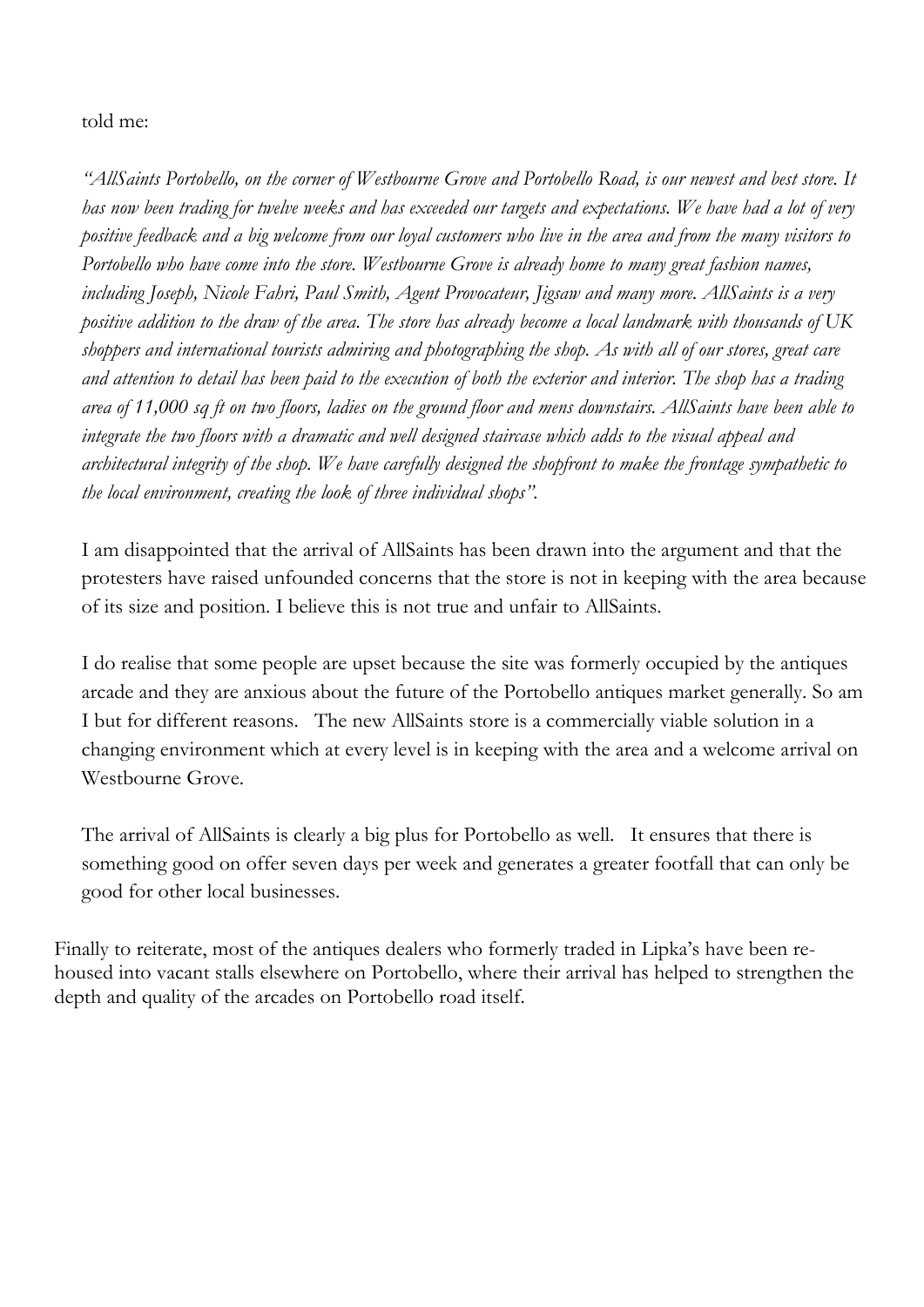told me:

*"AllSaints Portobello, on the corner of Westbourne Grove and Portobello Road, is our newest and best store. It has now been trading for twelve weeks and has exceeded our targets and expectations. We have had a lot of very positive feedback and a big welcome from our loyal customers who live in the area and from the many visitors to Portobello who have come into the store. Westbourne Grove is already home to many great fashion names, including Joseph, Nicole Fahri, Paul Smith, Agent Provocateur, Jigsaw and many more. AllSaints is a very positive addition to the draw of the area. The store has already become a local landmark with thousands of UK shoppers and international tourists admiring and photographing the shop. As with all of our stores, great care and attention to detail has been paid to the execution of both the exterior and interior. The shop has a trading area of 11,000 sq ft on two floors, ladies on the ground floor and mens downstairs. AllSaints have been able to integrate the two floors with a dramatic and well designed staircase which adds to the visual appeal and architectural integrity of the shop. We have carefully designed the shopfront to make the frontage sympathetic to the local environment, creating the look of three individual shops".*

I am disappointed that the arrival of AllSaints has been drawn into the argument and that the protesters have raised unfounded concerns that the store is not in keeping with the area because of its size and position. I believe this is not true and unfair to AllSaints.

I do realise that some people are upset because the site was formerly occupied by the antiques arcade and they are anxious about the future of the Portobello antiques market generally. So am I but for different reasons. The new AllSaints store is a commercially viable solution in a changing environment which at every level is in keeping with the area and a welcome arrival on Westbourne Grove.

The arrival of AllSaints is clearly a big plus for Portobello as well. It ensures that there is something good on offer seven days per week and generates a greater footfall that can only be good for other local businesses.

Finally to reiterate, most of the antiques dealers who formerly traded in Lipka's have been re-housed into vacant stalls elsewhere on Portobello, where their arrival has helped to strengthen the depth and quality of the arcades on Portobello road itself.